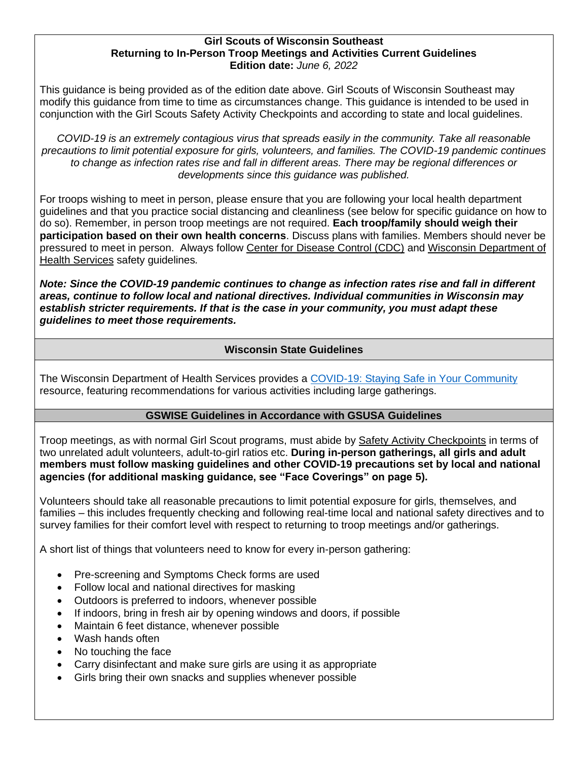# Girl Scouts of Wisconsin Southeast
## Returning to In-Person Troop Meetings and Activities Current Guidelines
**Edition date:** *June 6, 2022*

This guidance is being provided as of the edition date above. Girl Scouts of Wisconsin Southeast may modify this guidance from time to time as circumstances change. This guidance is intended to be used in conjunction with the Girl Scouts Safety Activity Checkpoints and according to state and local guidelines.

*COVID-19 is an extremely contagious virus that spreads easily in the community. Take all reasonable precautions to limit potential exposure for girls, volunteers, and families. The COVID-19 pandemic continues to change as infection rates rise and fall in different areas. There may be regional differences or developments since this guidance was published.*

For troops wishing to meet in person, please ensure that you are following your local health department guidelines and that you practice social distancing and cleanliness (see below for specific guidance on how to do so). Remember, in person troop meetings are not required. **Each troop/family should weigh their participation based on their own health concerns**. Discuss plans with families. Members should never be pressured to meet in person. Always follow Center for Disease Control (CDC) and Wisconsin Department of Health Services safety guidelines*.*

***Note: Since the COVID-19 pandemic continues to change as infection rates rise and fall in different areas, continue to follow local and national directives. Individual communities in Wisconsin may establish stricter requirements. If that is the case in your community, you must adapt these guidelines to meet those requirements.***

## Wisconsin State Guidelines

The Wisconsin Department of Health Services provides a COVID-19: Staying Safe in Your Community resource, featuring recommendations for various activities including large gatherings.

## GSWISE Guidelines in Accordance with GSUSA Guidelines

Troop meetings, as with normal Girl Scout programs, must abide by Safety Activity Checkpoints in terms of two unrelated adult volunteers, adult-to-girl ratios etc. **During in-person gatherings, all girls and adult members must follow masking guidelines and other COVID-19 precautions set by local and national agencies (for additional masking guidance, see "Face Coverings" on page 5).**

Volunteers should take all reasonable precautions to limit potential exposure for girls, themselves, and families – this includes frequently checking and following real-time local and national safety directives and to survey families for their comfort level with respect to returning to troop meetings and/or gatherings.

A short list of things that volunteers need to know for every in-person gathering:

- Pre-screening and Symptoms Check forms are used
- Follow local and national directives for masking
- Outdoors is preferred to indoors, whenever possible
- If indoors, bring in fresh air by opening windows and doors, if possible
- Maintain 6 feet distance, whenever possible
- Wash hands often
- No touching the face
- Carry disinfectant and make sure girls are using it as appropriate
- Girls bring their own snacks and supplies whenever possible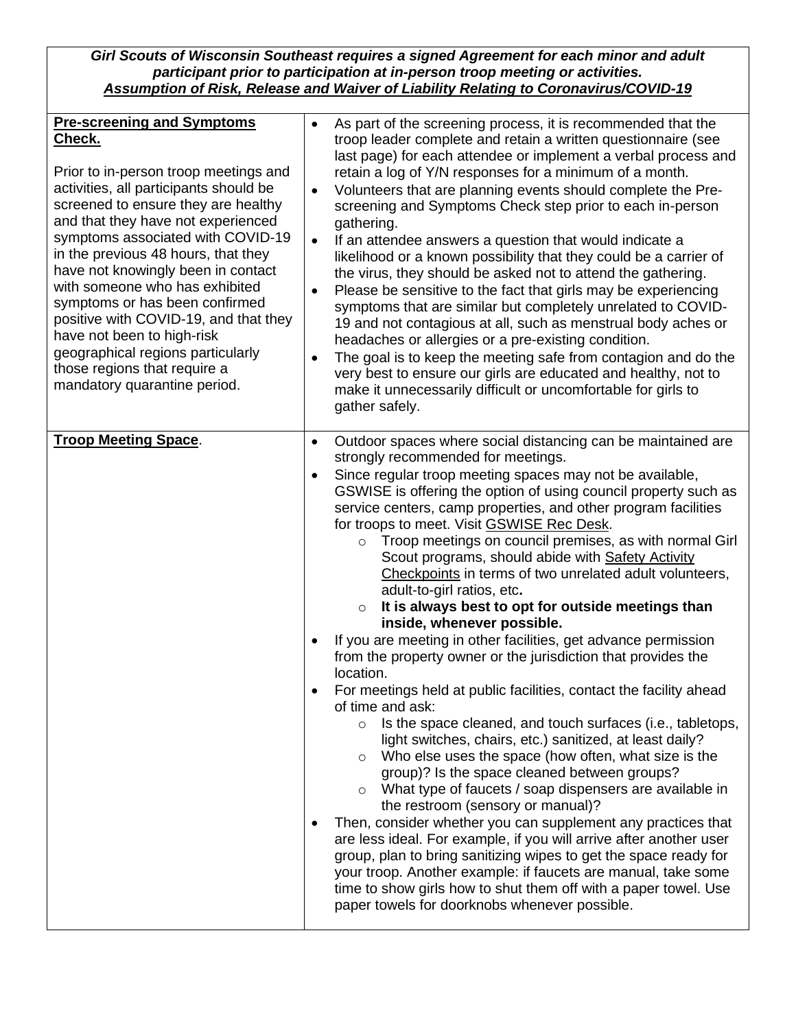***Girl Scouts of Wisconsin Southeast requires a signed Agreement for each minor and adult participant prior to participation at in-person troop meeting or activities.***

***Assumption of Risk, Release and Waiver of Liability Relating to Coronavirus/COVID-19***

**Pre-screening and Symptoms Check.**

Prior to in-person troop meetings and activities, all participants should be screened to ensure they are healthy and that they have not experienced symptoms associated with COVID-19 in the previous 48 hours, that they have not knowingly been in contact with someone who has exhibited symptoms or has been confirmed positive with COVID-19, and that they have not been to high-risk geographical regions particularly those regions that require a mandatory quarantine period.

- As part of the screening process, it is recommended that the troop leader complete and retain a written questionnaire (see last page) for each attendee or implement a verbal process and retain a log of Y/N responses for a minimum of a month.
- Volunteers that are planning events should complete the Pre-screening and Symptoms Check step prior to each in-person gathering.
- If an attendee answers a question that would indicate a likelihood or a known possibility that they could be a carrier of the virus, they should be asked not to attend the gathering.
- Please be sensitive to the fact that girls may be experiencing symptoms that are similar but completely unrelated to COVID-19 and not contagious at all, such as menstrual body aches or headaches or allergies or a pre-existing condition.
- The goal is to keep the meeting safe from contagion and do the very best to ensure our girls are educated and healthy, not to make it unnecessarily difficult or uncomfortable for girls to gather safely.

**Troop Meeting Space.**

- Outdoor spaces where social distancing can be maintained are strongly recommended for meetings.
- Since regular troop meeting spaces may not be available, GSWISE is offering the option of using council property such as service centers, camp properties, and other program facilities for troops to meet. Visit GSWISE Rec Desk.
    - Troop meetings on council premises, as with normal Girl Scout programs, should abide with Safety Activity Checkpoints in terms of two unrelated adult volunteers, adult-to-girl ratios, etc.
    - **It is always best to opt for outside meetings than inside, whenever possible.**
- If you are meeting in other facilities, get advance permission from the property owner or the jurisdiction that provides the location.
- For meetings held at public facilities, contact the facility ahead of time and ask:
    - Is the space cleaned, and touch surfaces (i.e., tabletops, light switches, chairs, etc.) sanitized, at least daily?
    - Who else uses the space (how often, what size is the group)? Is the space cleaned between groups?
    - What type of faucets / soap dispensers are available in the restroom (sensory or manual)?
- Then, consider whether you can supplement any practices that are less ideal. For example, if you will arrive after another user group, plan to bring sanitizing wipes to get the space ready for your troop. Another example: if faucets are manual, take some time to show girls how to shut them off with a paper towel. Use paper towels for doorknobs whenever possible.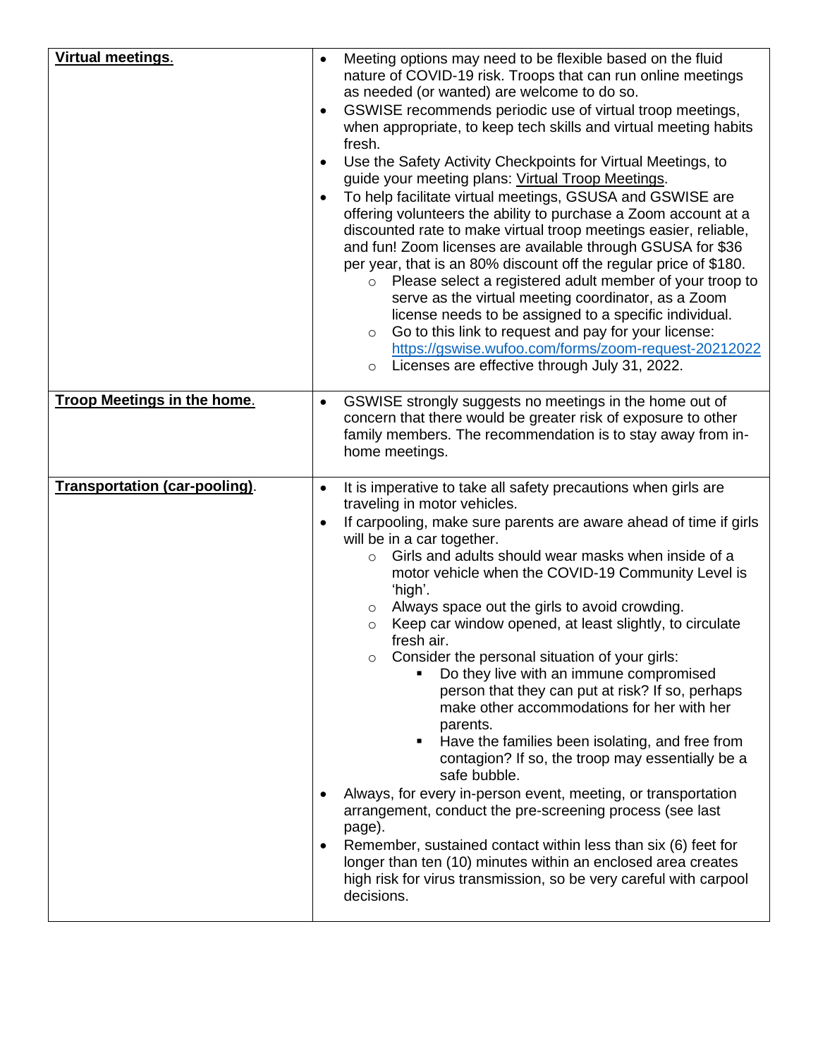| **Virtual meetings.** | <ul><li>Meeting options may need to be flexible based on the fluid nature of COVID-19 risk. Troops that can run online meetings as needed (or wanted) are welcome to do so.</li><li>GSWISE recommends periodic use of virtual troop meetings, when appropriate, to keep tech skills and virtual meeting habits fresh.</li><li>Use the Safety Activity Checkpoints for Virtual Meetings, to guide your meeting plans: Virtual Troop Meetings.</li><li>To help facilitate virtual meetings, GSUSA and GSWISE are offering volunteers the ability to purchase a Zoom account at a discounted rate to make virtual troop meetings easier, reliable, and fun! Zoom licenses are available through GSUSA for $36 per year, that is an 80% discount off the regular price of $180.<ul><li>Please select a registered adult member of your troop to serve as the virtual meeting coordinator, as a Zoom license needs to be assigned to a specific individual.</li><li>Go to this link to request and pay for your license: https://gswise.wufoo.com/forms/zoom-request-20212022</li><li>Licenses are effective through July 31, 2022.</li></ul></li></ul> |
|---|---|
| **Troop Meetings in the home.** | <ul><li>GSWISE strongly suggests no meetings in the home out of concern that there would be greater risk of exposure to other family members. The recommendation is to stay away from in-home meetings.</li></ul> |
| **Transportation (car-pooling).** | <ul><li>It is imperative to take all safety precautions when girls are traveling in motor vehicles.</li><li>If carpooling, make sure parents are aware ahead of time if girls will be in a car together.<ul><li>Girls and adults should wear masks when inside of a motor vehicle when the COVID-19 Community Level is 'high'.</li><li>Always space out the girls to avoid crowding.</li><li>Keep car window opened, at least slightly, to circulate fresh air.</li><li>Consider the personal situation of your girls:<ul><li>Do they live with an immune compromised person that they can put at risk? If so, perhaps make other accommodations for her with her parents.</li><li>Have the families been isolating, and free from contagion? If so, the troop may essentially be a safe bubble.</li></ul></li></ul></li><li>Always, for every in-person event, meeting, or transportation arrangement, conduct the pre-screening process (see last page).</li><li>Remember, sustained contact within less than six (6) feet for longer than ten (10) minutes within an enclosed area creates high risk for virus transmission, so be very careful with carpool decisions.</li></ul> |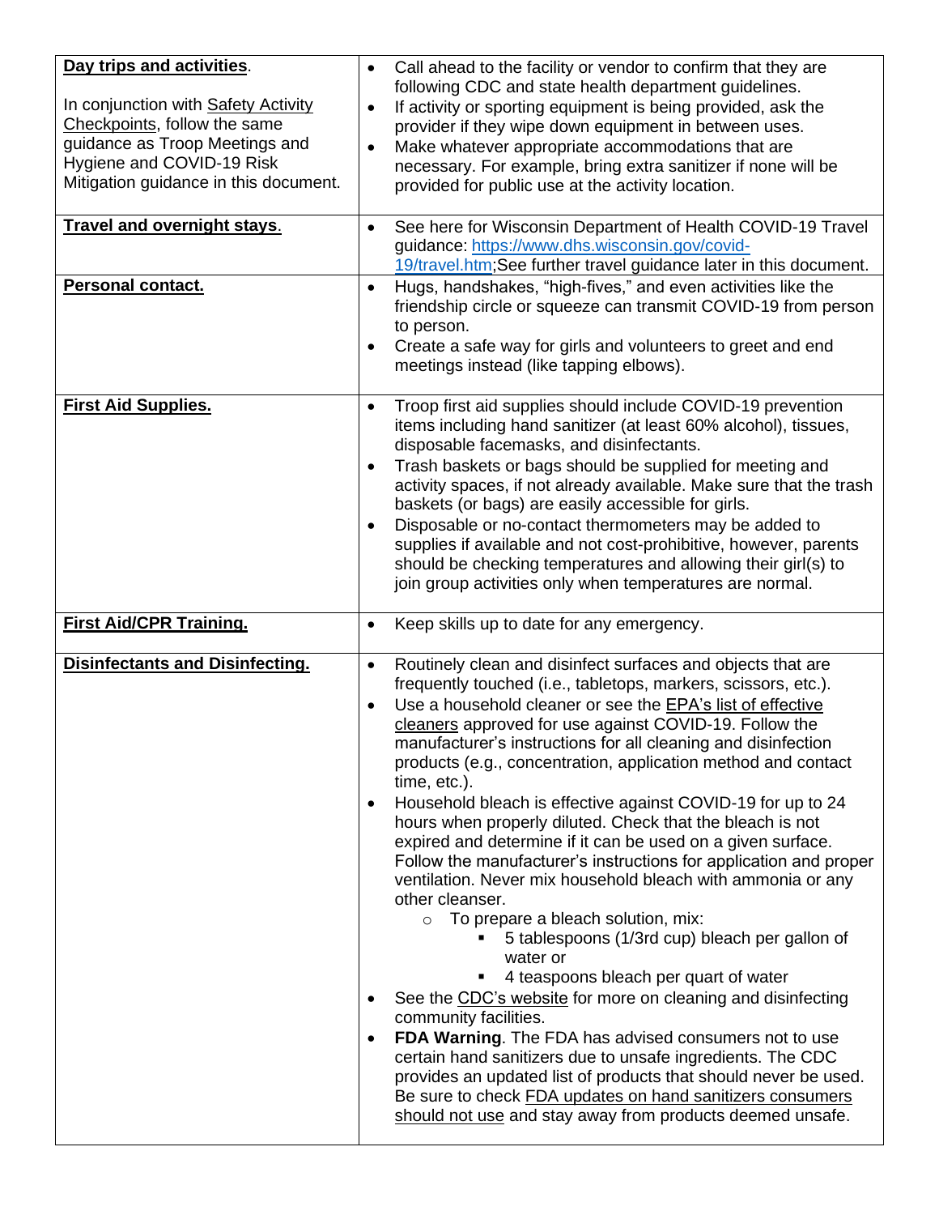| | |
|---|---|
| **Day trips and activities**.<br><br>In conjunction with Safety Activity Checkpoints, follow the same guidance as Troop Meetings and Hygiene and COVID-19 Risk Mitigation guidance in this document. | • Call ahead to the facility or vendor to confirm that they are following CDC and state health department guidelines.<br>• If activity or sporting equipment is being provided, ask the provider if they wipe down equipment in between uses.<br>• Make whatever appropriate accommodations that are necessary. For example, bring extra sanitizer if none will be provided for public use at the activity location. |
| **Travel and overnight stays**. | • See here for Wisconsin Department of Health COVID-19 Travel guidance: https://www.dhs.wisconsin.gov/covid-19/travel.htm;See further travel guidance later in this document. |
| **Personal contact.** | • Hugs, handshakes, "high-fives," and even activities like the friendship circle or squeeze can transmit COVID-19 from person to person.<br>• Create a safe way for girls and volunteers to greet and end meetings instead (like tapping elbows). |
| **First Aid Supplies.** | • Troop first aid supplies should include COVID-19 prevention items including hand sanitizer (at least 60% alcohol), tissues, disposable facemasks, and disinfectants.<br>• Trash baskets or bags should be supplied for meeting and activity spaces, if not already available. Make sure that the trash baskets (or bags) are easily accessible for girls.<br>• Disposable or no-contact thermometers may be added to supplies if available and not cost-prohibitive, however, parents should be checking temperatures and allowing their girl(s) to join group activities only when temperatures are normal. |
| **First Aid/CPR Training.** | • Keep skills up to date for any emergency. |
| **Disinfectants and Disinfecting.** | • Routinely clean and disinfect surfaces and objects that are frequently touched (i.e., tabletops, markers, scissors, etc.).<br>• Use a household cleaner or see the EPA's list of effective cleaners approved for use against COVID-19. Follow the manufacturer's instructions for all cleaning and disinfection products (e.g., concentration, application method and contact time, etc.).<br>• Household bleach is effective against COVID-19 for up to 24 hours when properly diluted. Check that the bleach is not expired and determine if it can be used on a given surface. Follow the manufacturer's instructions for application and proper ventilation. Never mix household bleach with ammonia or any other cleanser.<br>&nbsp;&nbsp;&nbsp;&nbsp;○ To prepare a bleach solution, mix:<br>&nbsp;&nbsp;&nbsp;&nbsp;&nbsp;&nbsp;&nbsp;&nbsp;▪ 5 tablespoons (1/3rd cup) bleach per gallon of water or<br>&nbsp;&nbsp;&nbsp;&nbsp;&nbsp;&nbsp;&nbsp;&nbsp;▪ 4 teaspoons bleach per quart of water<br>• See the CDC's website for more on cleaning and disinfecting community facilities.<br>• **FDA Warning**. The FDA has advised consumers not to use certain hand sanitizers due to unsafe ingredients. The CDC provides an updated list of products that should never be used. Be sure to check FDA updates on hand sanitizers consumers should not use and stay away from products deemed unsafe. |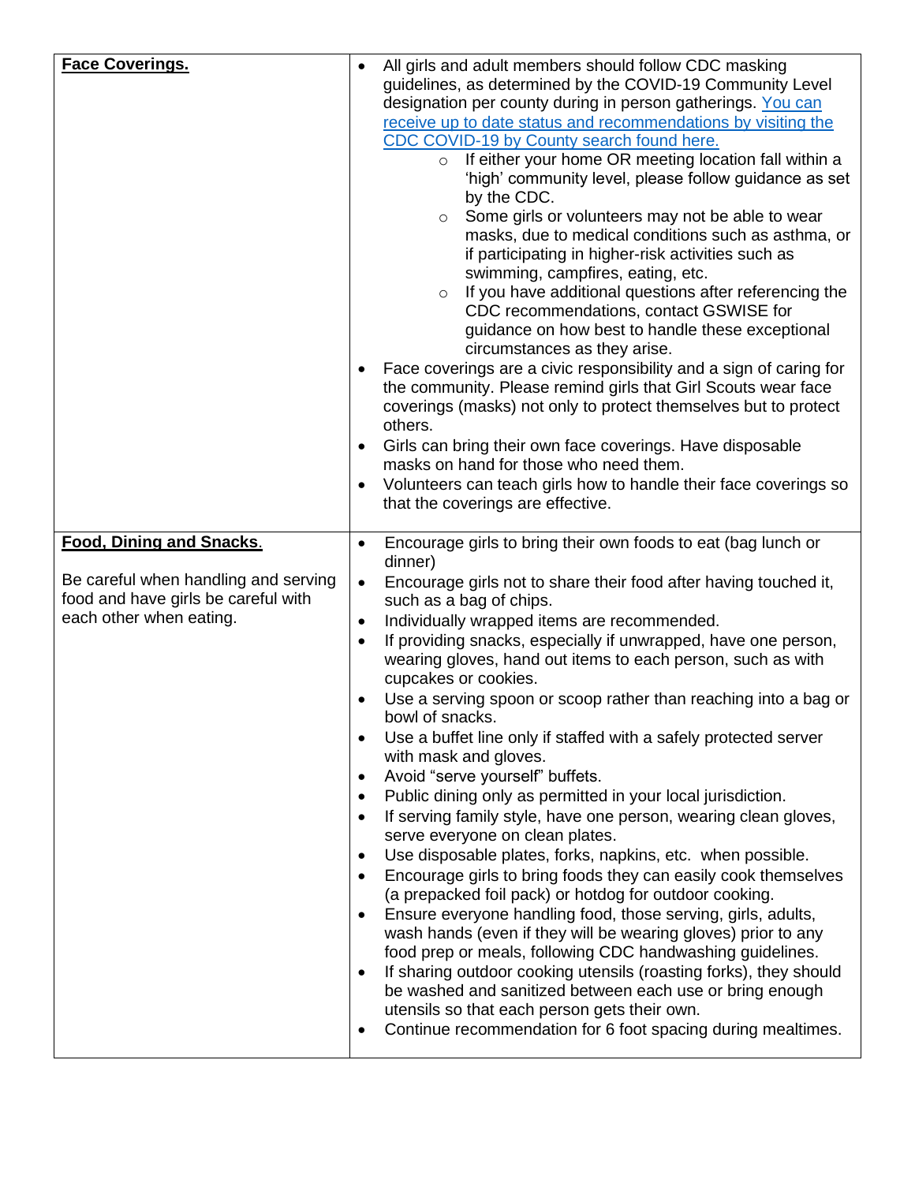| | |
|---|---|
| **Face Coverings.** | • All girls and adult members should follow CDC masking guidelines, as determined by the COVID-19 Community Level designation per county during in person gatherings. [You can receive up to date status and recommendations by visiting the CDC COVID-19 by County search found here.]<br>&nbsp;&nbsp;&nbsp;&nbsp;○ If either your home OR meeting location fall within a 'high' community level, please follow guidance as set by the CDC.<br>&nbsp;&nbsp;&nbsp;&nbsp;○ Some girls or volunteers may not be able to wear masks, due to medical conditions such as asthma, or if participating in higher-risk activities such as swimming, campfires, eating, etc.<br>&nbsp;&nbsp;&nbsp;&nbsp;○ If you have additional questions after referencing the CDC recommendations, contact GSWISE for guidance on how best to handle these exceptional circumstances as they arise.<br>• Face coverings are a civic responsibility and a sign of caring for the community. Please remind girls that Girl Scouts wear face coverings (masks) not only to protect themselves but to protect others.<br>• Girls can bring their own face coverings. Have disposable masks on hand for those who need them.<br>• Volunteers can teach girls how to handle their face coverings so that the coverings are effective. |
| **Food, Dining and Snacks.**<br><br>Be careful when handling and serving food and have girls be careful with each other when eating. | • Encourage girls to bring their own foods to eat (bag lunch or dinner)<br>• Encourage girls not to share their food after having touched it, such as a bag of chips.<br>• Individually wrapped items are recommended.<br>• If providing snacks, especially if unwrapped, have one person, wearing gloves, hand out items to each person, such as with cupcakes or cookies.<br>• Use a serving spoon or scoop rather than reaching into a bag or bowl of snacks.<br>• Use a buffet line only if staffed with a safely protected server with mask and gloves.<br>• Avoid "serve yourself" buffets.<br>• Public dining only as permitted in your local jurisdiction.<br>• If serving family style, have one person, wearing clean gloves, serve everyone on clean plates.<br>• Use disposable plates, forks, napkins, etc. when possible.<br>• Encourage girls to bring foods they can easily cook themselves (a prepacked foil pack) or hotdog for outdoor cooking.<br>• Ensure everyone handling food, those serving, girls, adults, wash hands (even if they will be wearing gloves) prior to any food prep or meals, following CDC handwashing guidelines.<br>• If sharing outdoor cooking utensils (roasting forks), they should be washed and sanitized between each use or bring enough utensils so that each person gets their own.<br>• Continue recommendation for 6 foot spacing during mealtimes. |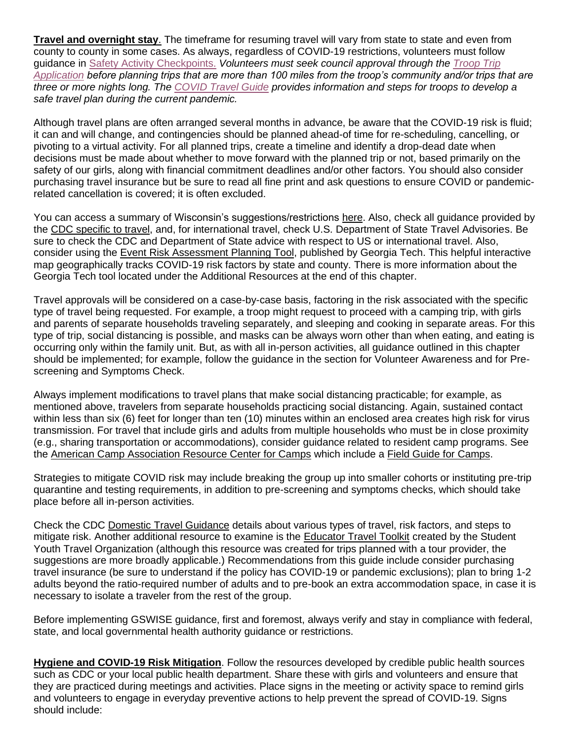**Travel and overnight stay**. The timeframe for resuming travel will vary from state to state and even from county to county in some cases. As always, regardless of COVID-19 restrictions, volunteers must follow guidance in Safety Activity Checkpoints. *Volunteers must seek council approval through the Troop Trip Application before planning trips that are more than 100 miles from the troop's community and/or trips that are three or more nights long. The COVID Travel Guide provides information and steps for troops to develop a safe travel plan during the current pandemic.*

Although travel plans are often arranged several months in advance, be aware that the COVID-19 risk is fluid; it can and will change, and contingencies should be planned ahead-of time for re-scheduling, cancelling, or pivoting to a virtual activity. For all planned trips, create a timeline and identify a drop-dead date when decisions must be made about whether to move forward with the planned trip or not, based primarily on the safety of our girls, along with financial commitment deadlines and/or other factors. You should also consider purchasing travel insurance but be sure to read all fine print and ask questions to ensure COVID or pandemic-related cancellation is covered; it is often excluded.

You can access a summary of Wisconsin's suggestions/restrictions here. Also, check all guidance provided by the CDC specific to travel, and, for international travel, check U.S. Department of State Travel Advisories. Be sure to check the CDC and Department of State advice with respect to US or international travel. Also, consider using the Event Risk Assessment Planning Tool, published by Georgia Tech. This helpful interactive map geographically tracks COVID-19 risk factors by state and county. There is more information about the Georgia Tech tool located under the Additional Resources at the end of this chapter.

Travel approvals will be considered on a case-by-case basis, factoring in the risk associated with the specific type of travel being requested. For example, a troop might request to proceed with a camping trip, with girls and parents of separate households traveling separately, and sleeping and cooking in separate areas. For this type of trip, social distancing is possible, and masks can be always worn other than when eating, and eating is occurring only within the family unit. But, as with all in-person activities, all guidance outlined in this chapter should be implemented; for example, follow the guidance in the section for Volunteer Awareness and for Pre-screening and Symptoms Check.

Always implement modifications to travel plans that make social distancing practicable; for example, as mentioned above, travelers from separate households practicing social distancing. Again, sustained contact within less than six (6) feet for longer than ten (10) minutes within an enclosed area creates high risk for virus transmission. For travel that include girls and adults from multiple households who must be in close proximity (e.g., sharing transportation or accommodations), consider guidance related to resident camp programs. See the American Camp Association Resource Center for Camps which include a Field Guide for Camps.

Strategies to mitigate COVID risk may include breaking the group up into smaller cohorts or instituting pre-trip quarantine and testing requirements, in addition to pre-screening and symptoms checks, which should take place before all in-person activities.

Check the CDC Domestic Travel Guidance details about various types of travel, risk factors, and steps to mitigate risk. Another additional resource to examine is the Educator Travel Toolkit created by the Student Youth Travel Organization (although this resource was created for trips planned with a tour provider, the suggestions are more broadly applicable.) Recommendations from this guide include consider purchasing travel insurance (be sure to understand if the policy has COVID-19 or pandemic exclusions); plan to bring 1-2 adults beyond the ratio-required number of adults and to pre-book an extra accommodation space, in case it is necessary to isolate a traveler from the rest of the group.

Before implementing GSWISE guidance, first and foremost, always verify and stay in compliance with federal, state, and local governmental health authority guidance or restrictions.

**Hygiene and COVID-19 Risk Mitigation**. Follow the resources developed by credible public health sources such as CDC or your local public health department. Share these with girls and volunteers and ensure that they are practiced during meetings and activities. Place signs in the meeting or activity space to remind girls and volunteers to engage in everyday preventive actions to help prevent the spread of COVID-19. Signs should include: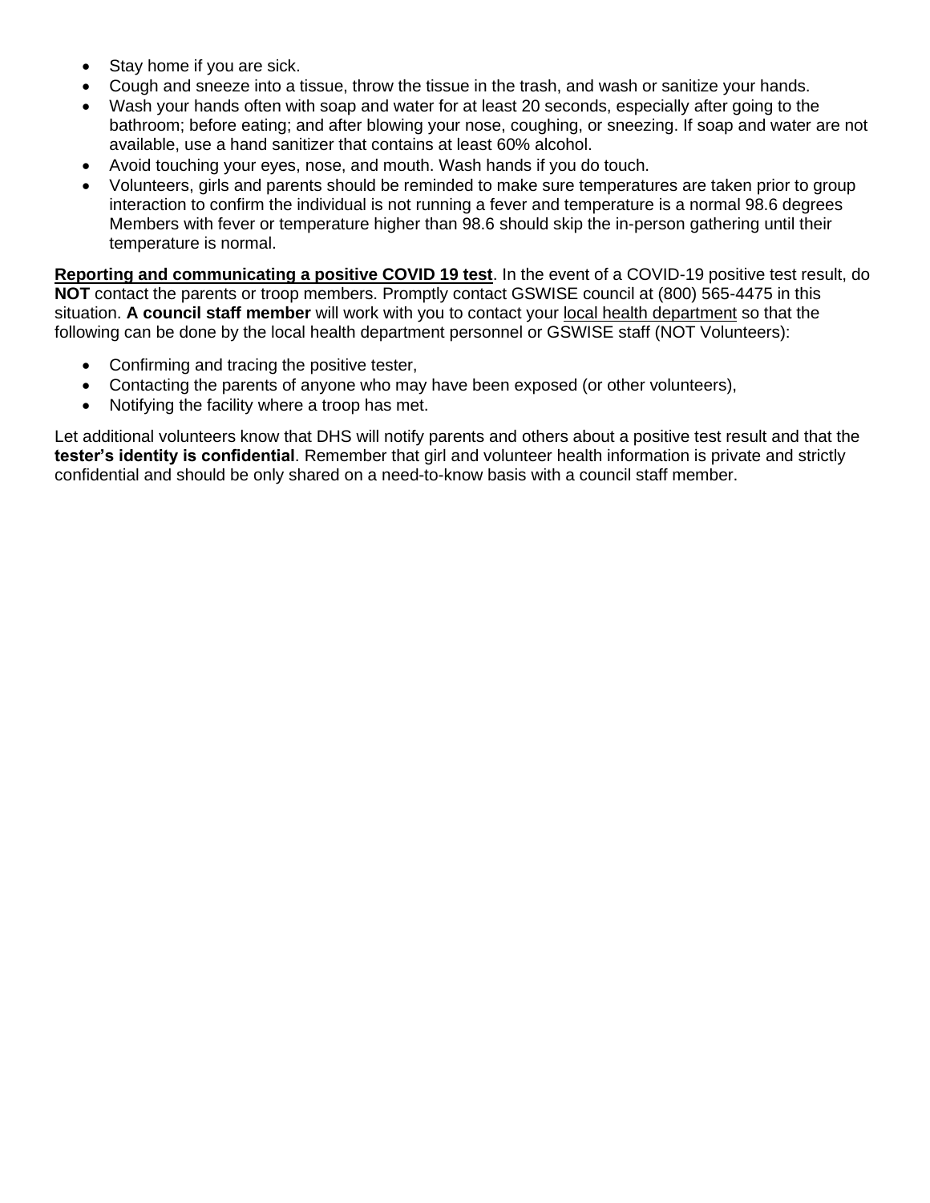- Stay home if you are sick.
- Cough and sneeze into a tissue, throw the tissue in the trash, and wash or sanitize your hands.
- Wash your hands often with soap and water for at least 20 seconds, especially after going to the bathroom; before eating; and after blowing your nose, coughing, or sneezing. If soap and water are not available, use a hand sanitizer that contains at least 60% alcohol.
- Avoid touching your eyes, nose, and mouth. Wash hands if you do touch.
- Volunteers, girls and parents should be reminded to make sure temperatures are taken prior to group interaction to confirm the individual is not running a fever and temperature is a normal 98.6 degrees Members with fever or temperature higher than 98.6 should skip the in-person gathering until their temperature is normal.

**Reporting and communicating a positive COVID 19 test**. In the event of a COVID-19 positive test result, do **NOT** contact the parents or troop members. Promptly contact GSWISE council at (800) 565-4475 in this situation. **A council staff member** will work with you to contact your local health department so that the following can be done by the local health department personnel or GSWISE staff (NOT Volunteers):

- Confirming and tracing the positive tester,
- Contacting the parents of anyone who may have been exposed (or other volunteers),
- Notifying the facility where a troop has met.

Let additional volunteers know that DHS will notify parents and others about a positive test result and that the **tester's identity is confidential**. Remember that girl and volunteer health information is private and strictly confidential and should be only shared on a need-to-know basis with a council staff member.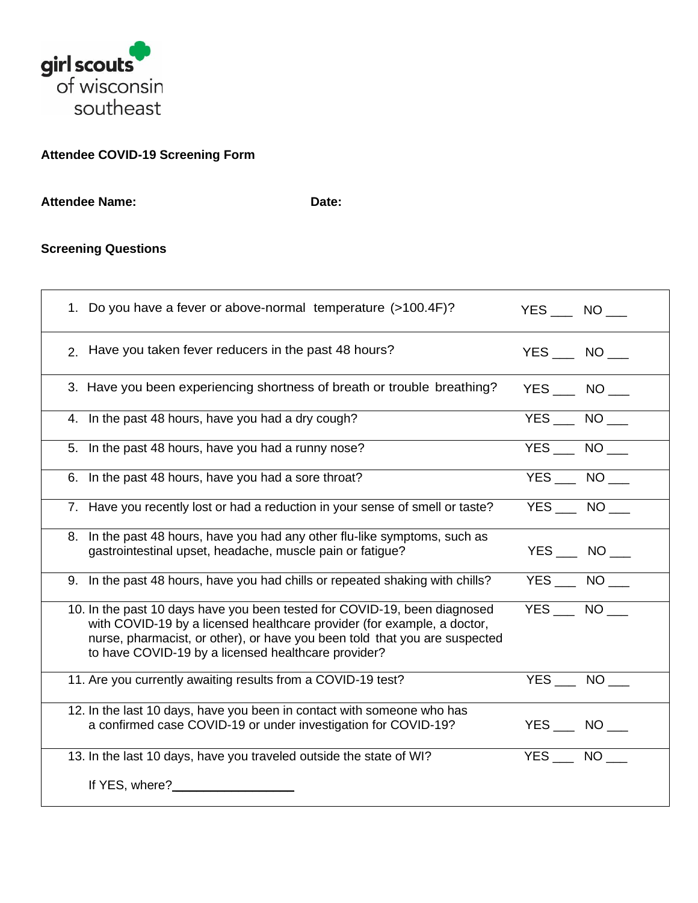girl scouts of wisconsin southeast

**Attendee COVID-19 Screening Form**

**Attendee Name:** **Date:**

**Screening Questions**

| | |
|---|---|
| 1. Do you have a fever or above-normal temperature (>100.4F)? | YES ___ NO ___ |
| 2. Have you taken fever reducers in the past 48 hours? | YES ___ NO ___ |
| 3. Have you been experiencing shortness of breath or trouble breathing? | YES ___ NO ___ |
| 4. In the past 48 hours, have you had a dry cough? | YES ___ NO ___ |
| 5. In the past 48 hours, have you had a runny nose? | YES ___ NO ___ |
| 6. In the past 48 hours, have you had a sore throat? | YES ___ NO ___ |
| 7. Have you recently lost or had a reduction in your sense of smell or taste? | YES ___ NO ___ |
| 8. In the past 48 hours, have you had any other flu-like symptoms, such as gastrointestinal upset, headache, muscle pain or fatigue? | YES ___ NO ___ |
| 9. In the past 48 hours, have you had chills or repeated shaking with chills? | YES ___ NO ___ |
| 10. In the past 10 days have you been tested for COVID-19, been diagnosed with COVID-19 by a licensed healthcare provider (for example, a doctor, nurse, pharmacist, or other), or have you been told that you are suspected to have COVID-19 by a licensed healthcare provider? | YES ___ NO ___ |
| 11. Are you currently awaiting results from a COVID-19 test? | YES ___ NO ___ |
| 12. In the last 10 days, have you been in contact with someone who has a confirmed case COVID-19 or under investigation for COVID-19? | YES ___ NO ___ |
| 13. In the last 10 days, have you traveled outside the state of WI? If YES, where?___________________ | YES ___ NO ___ |